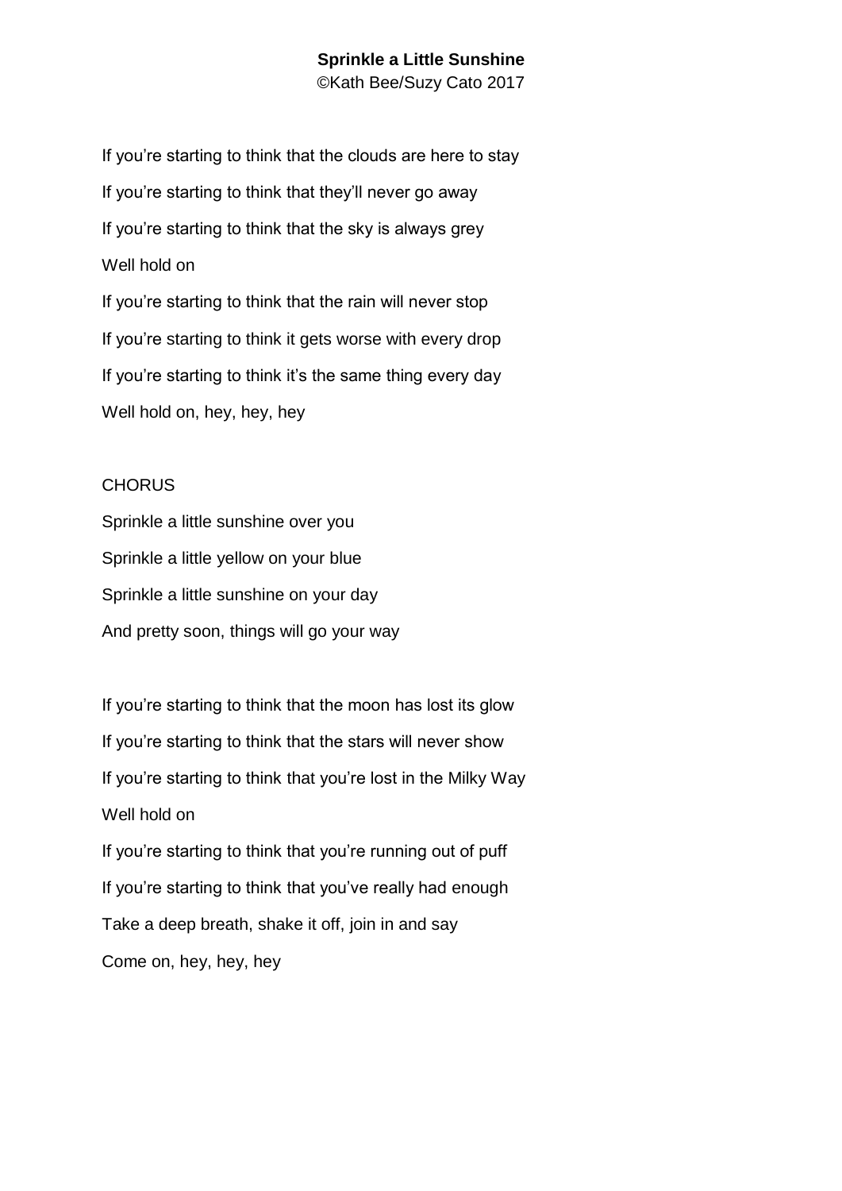**Sprinkle a Little Sunshine**

©Kath Bee/Suzy Cato 2017

If you're starting to think that the clouds are here to stay
If you're starting to think that they'll never go away
If you're starting to think that the sky is always grey
Well hold on
If you're starting to think that the rain will never stop
If you're starting to think it gets worse with every drop
If you're starting to think it's the same thing every day
Well hold on, hey, hey, hey

CHORUS
Sprinkle a little sunshine over you
Sprinkle a little yellow on your blue
Sprinkle a little sunshine on your day
And pretty soon, things will go your way

If you're starting to think that the moon has lost its glow
If you're starting to think that the stars will never show
If you're starting to think that you're lost in the Milky Way
Well hold on
If you're starting to think that you're running out of puff
If you're starting to think that you've really had enough
Take a deep breath, shake it off, join in and say
Come on, hey, hey, hey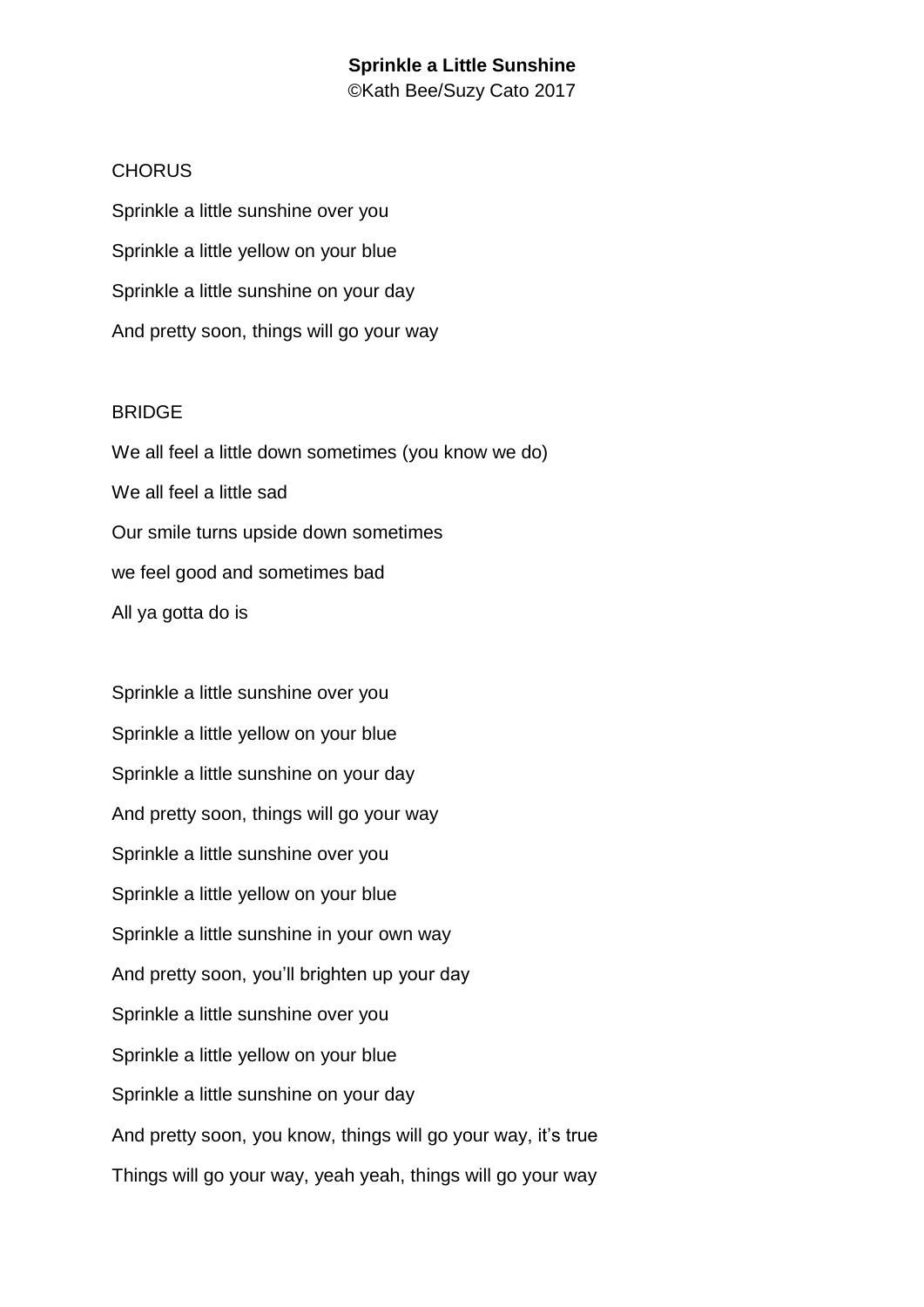**Sprinkle a Little Sunshine**

©Kath Bee/Suzy Cato 2017

CHORUS

Sprinkle a little sunshine over you

Sprinkle a little yellow on your blue

Sprinkle a little sunshine on your day

And pretty soon, things will go your way

BRIDGE

We all feel a little down sometimes (you know we do)

We all feel a little sad

Our smile turns upside down sometimes

we feel good and sometimes bad

All ya gotta do is

Sprinkle a little sunshine over you

Sprinkle a little yellow on your blue

Sprinkle a little sunshine on your day

And pretty soon, things will go your way

Sprinkle a little sunshine over you

Sprinkle a little yellow on your blue

Sprinkle a little sunshine in your own way

And pretty soon, you'll brighten up your day

Sprinkle a little sunshine over you

Sprinkle a little yellow on your blue

Sprinkle a little sunshine on your day

And pretty soon, you know, things will go your way, it's true

Things will go your way, yeah yeah, things will go your way